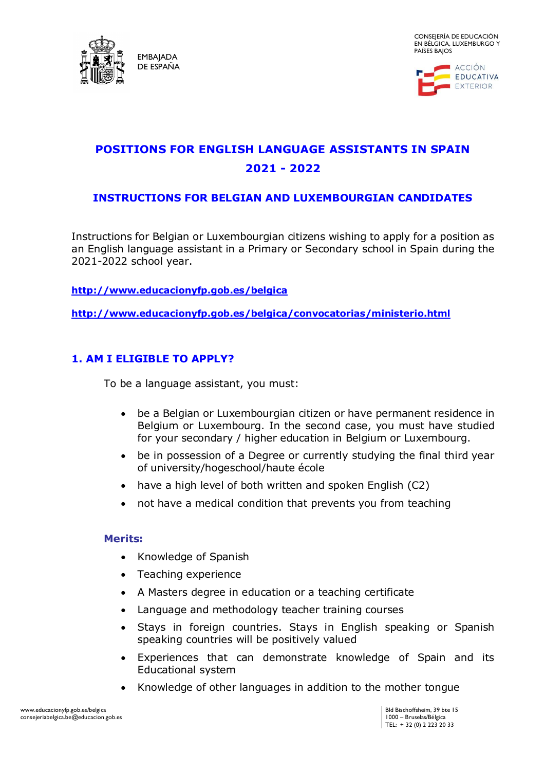EMBAJADA DE ESPAÑA

CONSEJERÍA DE EDUCACIÓN EN BÉLGICA, LUXEMBURGO Y PAÍSES BAJOS

ACCIÓN EDUCATIVA EXTERIOR

# POSITIONS FOR ENGLISH LANGUAGE ASSISTANTS IN SPAIN 2021 - 2022

## INSTRUCTIONS FOR BELGIAN AND LUXEMBOURGIAN CANDIDATES

Instructions for Belgian or Luxembourgian citizens wishing to apply for a position as an English language assistant in a Primary or Secondary school in Spain during the 2021-2022 school year.

**http://www.educacionyfp.gob.es/belgica**

**http://www.educacionyfp.gob.es/belgica/convocatorias/ministerio.html**

## 1. AM I ELIGIBLE TO APPLY?

To be a language assistant, you must:

- be a Belgian or Luxembourgian citizen or have permanent residence in Belgium or Luxembourg. In the second case, you must have studied for your secondary / higher education in Belgium or Luxembourg.
- be in possession of a Degree or currently studying the final third year of university/hogeschool/haute école
- have a high level of both written and spoken English (C2)
- not have a medical condition that prevents you from teaching

### Merits:

- Knowledge of Spanish
- Teaching experience
- A Masters degree in education or a teaching certificate
- Language and methodology teacher training courses
- Stays in foreign countries. Stays in English speaking or Spanish speaking countries will be positively valued
- Experiences that can demonstrate knowledge of Spain and its Educational system
- Knowledge of other languages in addition to the mother tongue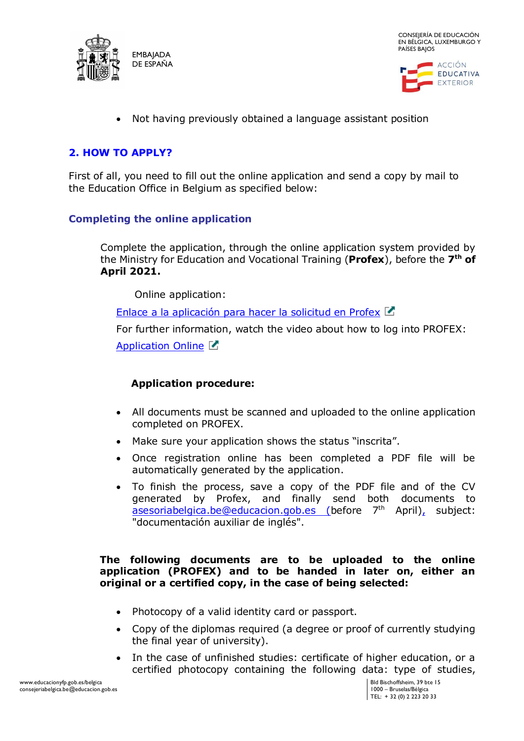- Not having previously obtained a language assistant position

## 2. HOW TO APPLY?

First of all, you need to fill out the online application and send a copy by mail to the Education Office in Belgium as specified below:

### Completing the online application

Complete the application, through the online application system provided by the Ministry for Education and Vocational Training (**Profex**), before the **7th of April 2021.**

Online application:

Enlace a la aplicación para hacer la solicitud en Profex

For further information, watch the video about how to log into PROFEX:

Application Online

**Application procedure:**

- All documents must be scanned and uploaded to the online application completed on PROFEX.
- Make sure your application shows the status "inscrita".
- Once registration online has been completed a PDF file will be automatically generated by the application.
- To finish the process, save a copy of the PDF file and of the CV generated by Profex, and finally send both documents to asesoriabelgica.be@educacion.gob.es (before 7th April), subject: "documentación auxiliar de inglés".

**The following documents are to be uploaded to the online application (PROFEX) and to be handed in later on, either an original or a certified copy, in the case of being selected:**

- Photocopy of a valid identity card or passport.
- Copy of the diplomas required (a degree or proof of currently studying the final year of university).
- In the case of unfinished studies: certificate of higher education, or a certified photocopy containing the following data: type of studies,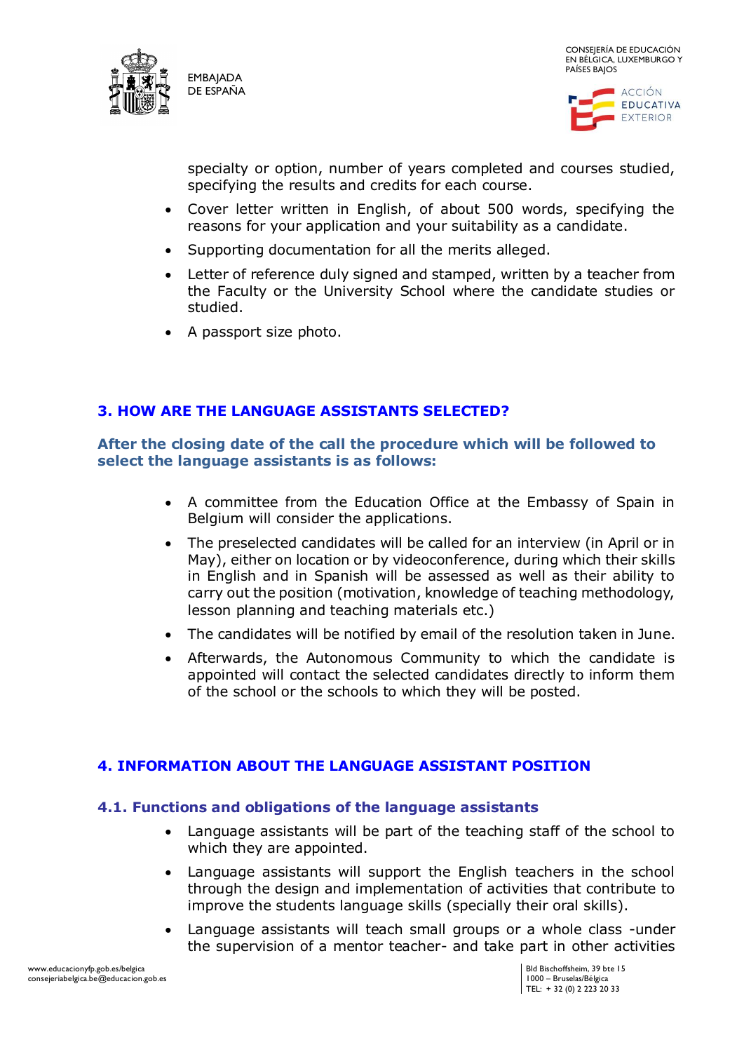specialty or option, number of years completed and courses studied, specifying the results and credits for each course.

- Cover letter written in English, of about 500 words, specifying the reasons for your application and your suitability as a candidate.
- Supporting documentation for all the merits alleged.
- Letter of reference duly signed and stamped, written by a teacher from the Faculty or the University School where the candidate studies or studied.
- A passport size photo.

## 3. HOW ARE THE LANGUAGE ASSISTANTS SELECTED?

**After the closing date of the call the procedure which will be followed to select the language assistants is as follows:**

- A committee from the Education Office at the Embassy of Spain in Belgium will consider the applications.
- The preselected candidates will be called for an interview (in April or in May), either on location or by videoconference, during which their skills in English and in Spanish will be assessed as well as their ability to carry out the position (motivation, knowledge of teaching methodology, lesson planning and teaching materials etc.)
- The candidates will be notified by email of the resolution taken in June.
- Afterwards, the Autonomous Community to which the candidate is appointed will contact the selected candidates directly to inform them of the school or the schools to which they will be posted.

## 4. INFORMATION ABOUT THE LANGUAGE ASSISTANT POSITION

### 4.1. Functions and obligations of the language assistants

- Language assistants will be part of the teaching staff of the school to which they are appointed.
- Language assistants will support the English teachers in the school through the design and implementation of activities that contribute to improve the students language skills (specially their oral skills).
- Language assistants will teach small groups or a whole class -under the supervision of a mentor teacher- and take part in other activities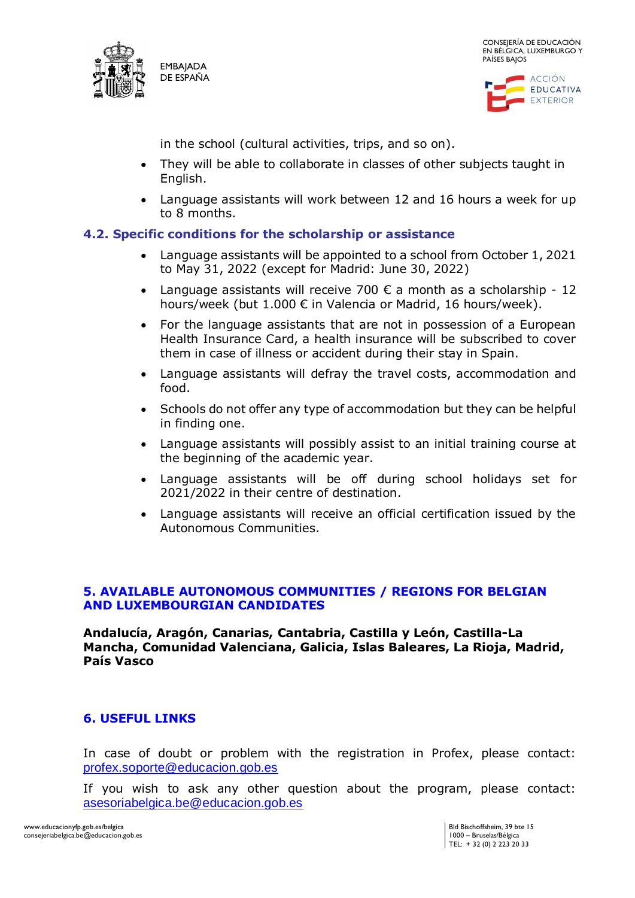in the school (cultural activities, trips, and so on).

- They will be able to collaborate in classes of other subjects taught in English.
- Language assistants will work between 12 and 16 hours a week for up to 8 months.

### 4.2. Specific conditions for the scholarship or assistance

- Language assistants will be appointed to a school from October 1, 2021 to May 31, 2022 (except for Madrid: June 30, 2022)
- Language assistants will receive 700 € a month as a scholarship - 12 hours/week (but 1.000 € in Valencia or Madrid, 16 hours/week).
- For the language assistants that are not in possession of a European Health Insurance Card, a health insurance will be subscribed to cover them in case of illness or accident during their stay in Spain.
- Language assistants will defray the travel costs, accommodation and food.
- Schools do not offer any type of accommodation but they can be helpful in finding one.
- Language assistants will possibly assist to an initial training course at the beginning of the academic year.
- Language assistants will be off during school holidays set for 2021/2022 in their centre of destination.
- Language assistants will receive an official certification issued by the Autonomous Communities.

## 5. AVAILABLE AUTONOMOUS COMMUNITIES / REGIONS FOR BELGIAN AND LUXEMBOURGIAN CANDIDATES

**Andalucía, Aragón, Canarias, Cantabria, Castilla y León, Castilla-La Mancha, Comunidad Valenciana, Galicia, Islas Baleares, La Rioja, Madrid, País Vasco**

## 6. USEFUL LINKS

In case of doubt or problem with the registration in Profex, please contact: profex.soporte@educacion.gob.es

If you wish to ask any other question about the program, please contact: asesoriabelgica.be@educacion.gob.es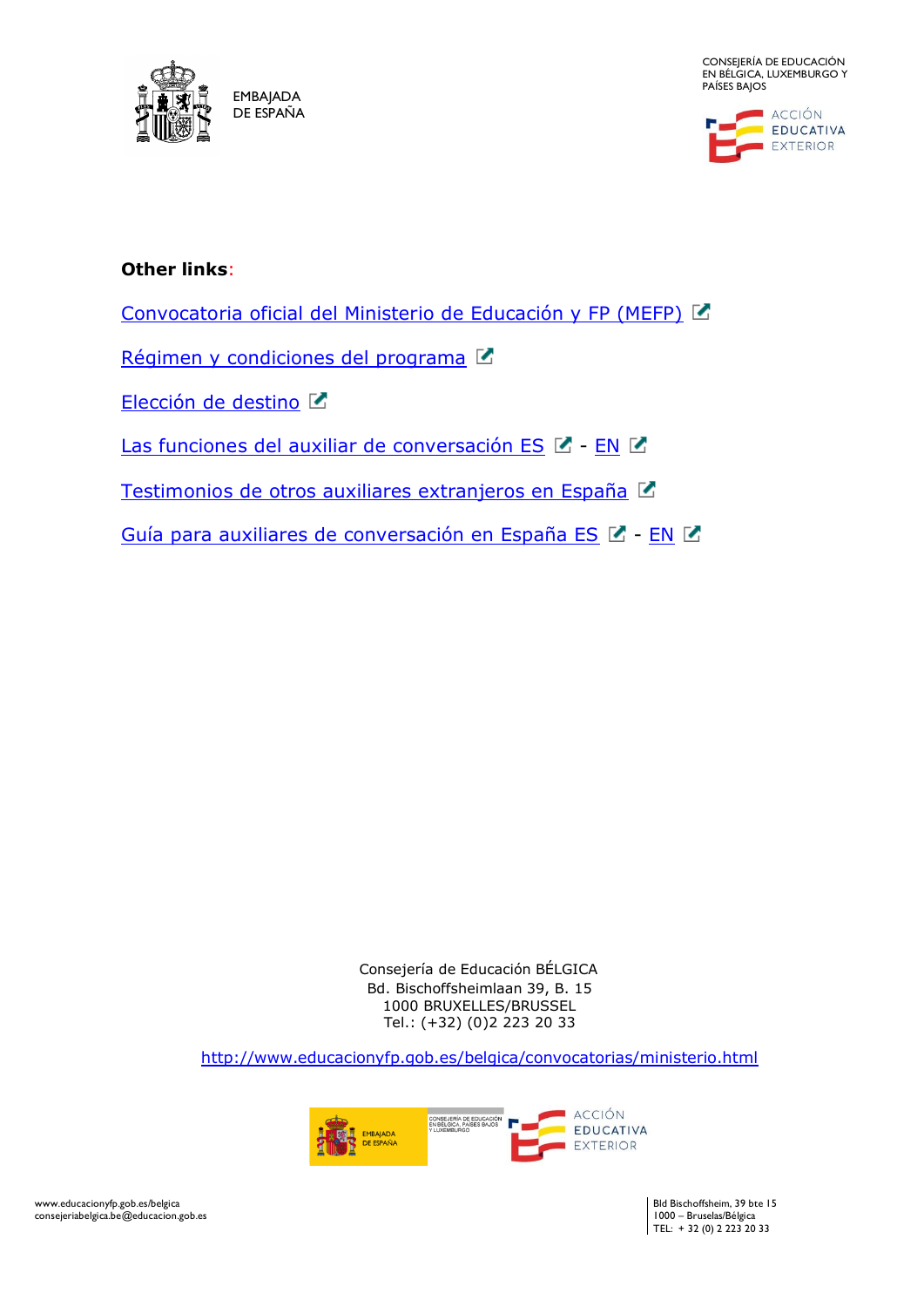**Other links**:

Convocatoria oficial del Ministerio de Educación y FP (MEFP)

Régimen y condiciones del programa

Elección de destino

Las funciones del auxiliar de conversación ES - EN

Testimonios de otros auxiliares extranjeros en España

Guía para auxiliares de conversación en España ES - EN

Consejería de Educación BÉLGICA
Bd. Bischoffsheimlaan 39, B. 15
1000 BRUXELLES/BRUSSEL
Tel.: (+32) (0)2 223 20 33

http://www.educacionyfp.gob.es/belgica/convocatorias/ministerio.html